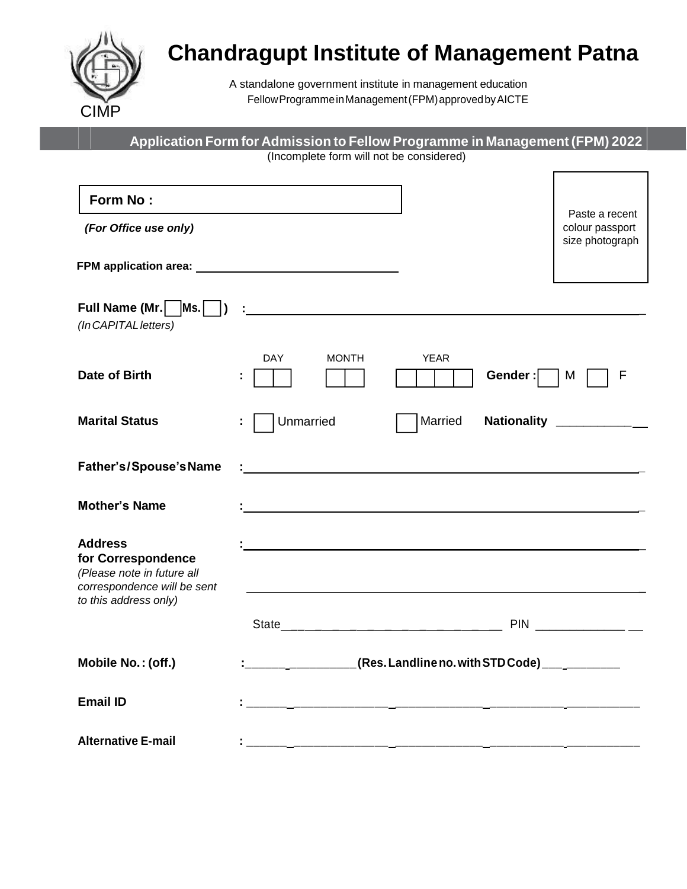CIMP

# Chandragupt Institute of Management Patna

A standalone government institute in management education
Fellow Programme in Management (FPM) approved by AICTE

## Application Form for Admission to Fellow Programme in Management (FPM) 2022

(Incomplete form will not be considered)

**Form No :**

***(For Office use only)***

Paste a recent colour passport size photograph

**FPM application area:** ______________________________

**Full Name (Mr. ☐ Ms. ☐)** : ____________________________________________
*(In CAPITAL letters)*

**Date of Birth** : DAY ☐☐ MONTH ☐☐ YEAR ☐☐☐☐ **Gender :** ☐ M ☐ F

**Marital Status** : ☐ Unmarried ☐ Married **Nationality** ____________

**Father's/Spouse's Name** : ____________________________________________

**Mother's Name** : ____________________________________________

**Address for Correspondence** : ____________________________________________
*(Please note in future all correspondence will be sent to this address only)*

____________________________________________

State ______________________________ PIN ______________

**Mobile No. : (off.)** : ________________ **(Res. Landline no. with STD Code)** ____________

**Email ID** : ____________________________________________

**Alternative E-mail** : ____________________________________________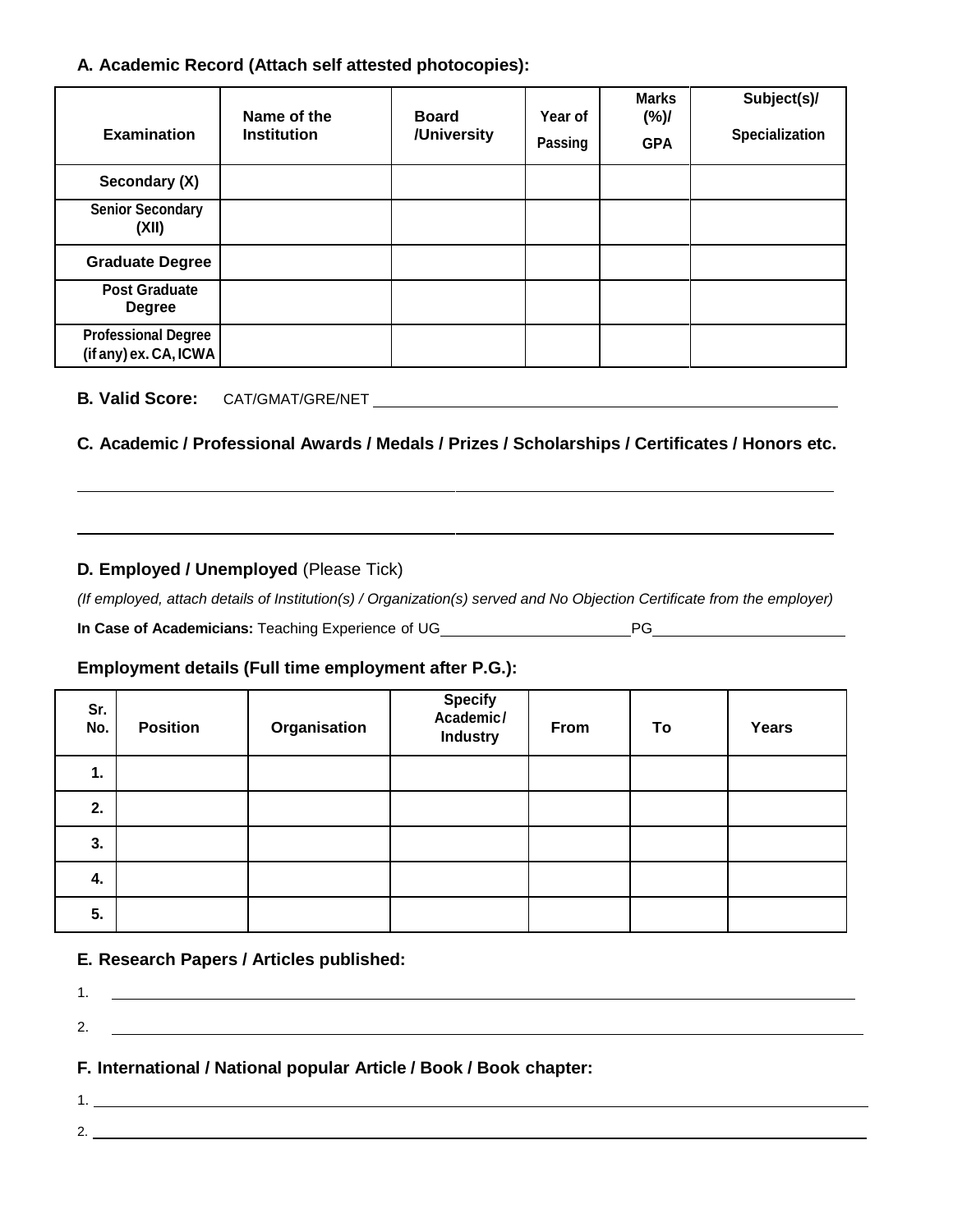### A. Academic Record (Attach self attested photocopies):

| Examination | Name of the Institution | Board /University | Year of Passing | Marks (%)/ GPA | Subject(s)/ Specialization |
|---|---|---|---|---|---|
| Secondary (X) | | | | | |
| Senior Secondary (XII) | | | | | |
| Graduate Degree | | | | | |
| Post Graduate Degree | | | | | |
| Professional Degree (if any) ex. CA, ICWA | | | | | |

**B. Valid Score:** CAT/GMAT/GRE/NET ______________________________

### C. Academic / Professional Awards / Medals / Prizes / Scholarships / Certificates / Honors etc.

______________________________________________________________

______________________________________________________________

**D. Employed / Unemployed** (Please Tick)

*(If employed, attach details of Institution(s) / Organization(s) served and No Objection Certificate from the employer)*

**In Case of Academicians:** Teaching Experience of UG________________PG________________

**Employment details (Full time employment after P.G.):**

| Sr. No. | Position | Organisation | Specify Academic / Industry | From | To | Years |
|---|---|---|---|---|---|---|
| 1. | | | | | | |
| 2. | | | | | | |
| 3. | | | | | | |
| 4. | | | | | | |
| 5. | | | | | | |

### E. Research Papers / Articles published:

1. ______________________________________________________________
2. ______________________________________________________________

### F. International / National popular Article / Book / Book chapter:

1. ______________________________________________________________
2. ______________________________________________________________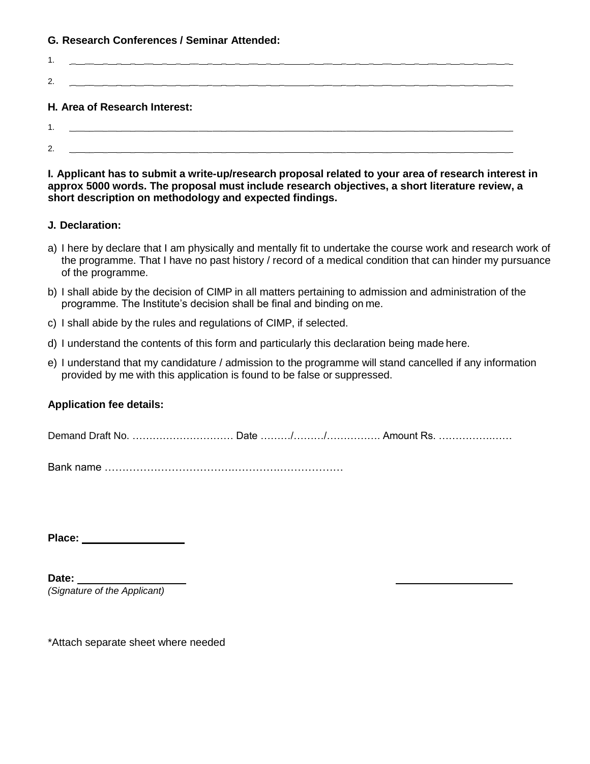**G. Research Conferences / Seminar Attended:**

1. \_\_\_\_\_\_\_\_\_\_\_\_\_\_\_\_\_\_\_\_\_\_\_\_\_\_\_\_\_\_\_\_\_\_\_\_\_\_\_\_\_\_\_\_\_\_\_\_\_\_\_\_\_\_\_\_\_\_\_\_\_\_\_\_

2. \_\_\_\_\_\_\_\_\_\_\_\_\_\_\_\_\_\_\_\_\_\_\_\_\_\_\_\_\_\_\_\_\_\_\_\_\_\_\_\_\_\_\_\_\_\_\_\_\_\_\_\_\_\_\_\_\_\_\_\_\_\_\_\_

**H. Area of Research Interest:**

1. \_\_\_\_\_\_\_\_\_\_\_\_\_\_\_\_\_\_\_\_\_\_\_\_\_\_\_\_\_\_\_\_\_\_\_\_\_\_\_\_\_\_\_\_\_\_\_\_\_\_\_\_\_\_\_\_\_\_\_\_\_\_\_\_

2. \_\_\_\_\_\_\_\_\_\_\_\_\_\_\_\_\_\_\_\_\_\_\_\_\_\_\_\_\_\_\_\_\_\_\_\_\_\_\_\_\_\_\_\_\_\_\_\_\_\_\_\_\_\_\_\_\_\_\_\_\_\_\_\_

**I. Applicant has to submit a write-up/research proposal related to your area of research interest in approx 5000 words. The proposal must include research objectives, a short literature review, a short description on methodology and expected findings.**

**J. Declaration:**

a) I here by declare that I am physically and mentally fit to undertake the course work and research work of the programme. That I have no past history / record of a medical condition that can hinder my pursuance of the programme.

b) I shall abide by the decision of CIMP in all matters pertaining to admission and administration of the programme. The Institute's decision shall be final and binding on me.

c) I shall abide by the rules and regulations of CIMP, if selected.

d) I understand the contents of this form and particularly this declaration being made here.

e) I understand that my candidature / admission to the programme will stand cancelled if any information provided by me with this application is found to be false or suppressed.

**Application fee details:**

Demand Draft No. ………………………… Date ………/………/……………. Amount Rs. …………………

Bank name ……………………………………………………………

**Place:** \_\_\_\_\_\_\_\_\_\_\_\_\_\_\_\_\_\_

**Date:** \_\_\_\_\_\_\_\_\_\_\_\_\_\_\_\_\_\_ \_\_\_\_\_\_\_\_\_\_\_\_\_\_\_\_\_\_\_\_

*(Signature of the Applicant)*

\*Attach separate sheet where needed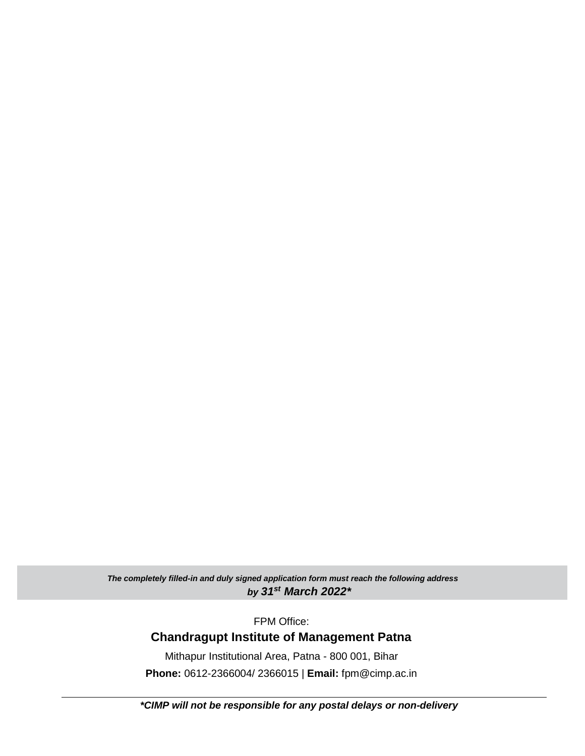***The completely filled-in and duly signed application form must reach the following address by 31st March 2022****

FPM Office:

**Chandragupt Institute of Management Patna**

Mithapur Institutional Area, Patna - 800 001, Bihar

**Phone:** 0612-2366004/ 2366015 | **Email:** fpm@cimp.ac.in

---

***CIMP will not be responsible for any postal delays or non-delivery**